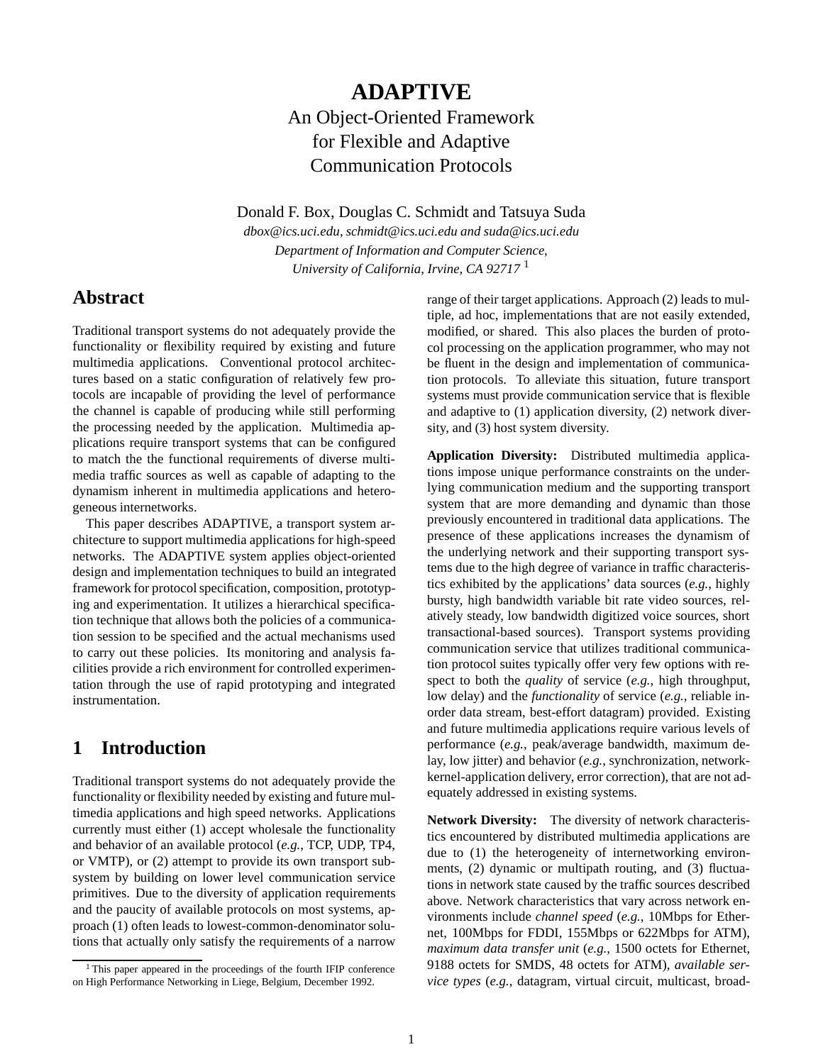# ADAPTIVE

## An Object-Oriented Framework for Flexible and Adaptive Communication Protocols

Donald F. Box, Douglas C. Schmidt and Tatsuya Suda

*dbox@ics.uci.edu, schmidt@ics.uci.edu and suda@ics.uci.edu*

*Department of Information and Computer Science,*
*University of California, Irvine, CA 92717* [1]

## Abstract

Traditional transport systems do not adequately provide the functionality or flexibility required by existing and future multimedia applications. Conventional protocol architectures based on a static configuration of relatively few protocols are incapable of providing the level of performance the channel is capable of producing while still performing the processing needed by the application. Multimedia applications require transport systems that can be configured to match the the functional requirements of diverse multimedia traffic sources as well as capable of adapting to the dynamism inherent in multimedia applications and heterogeneous internetworks.

This paper describes ADAPTIVE, a transport system architecture to support multimedia applications for high-speed networks. The ADAPTIVE system applies object-oriented design and implementation techniques to build an integrated framework for protocol specification, composition, prototyping and experimentation. It utilizes a hierarchical specification technique that allows both the policies of a communication session to be specified and the actual mechanisms used to carry out these policies. Its monitoring and analysis facilities provide a rich environment for controlled experimentation through the use of rapid prototyping and integrated instrumentation.

## 1 Introduction

Traditional transport systems do not adequately provide the functionality or flexibility needed by existing and future multimedia applications and high speed networks. Applications currently must either (1) accept wholesale the functionality and behavior of an available protocol (*e.g.*, TCP, UDP, TP4, or VMTP), or (2) attempt to provide its own transport subsystem by building on lower level communication service primitives. Due to the diversity of application requirements and the paucity of available protocols on most systems, approach (1) often leads to lowest-common-denominator solutions that actually only satisfy the requirements of a narrow range of their target applications. Approach (2) leads to multiple, ad hoc, implementations that are not easily extended, modified, or shared. This also places the burden of protocol processing on the application programmer, who may not be fluent in the design and implementation of communication protocols. To alleviate this situation, future transport systems must provide communication service that is flexible and adaptive to (1) application diversity, (2) network diversity, and (3) host system diversity.

**Application Diversity:** Distributed multimedia applications impose unique performance constraints on the underlying communication medium and the supporting transport system that are more demanding and dynamic than those previously encountered in traditional data applications. The presence of these applications increases the dynamism of the underlying network and their supporting transport systems due to the high degree of variance in traffic characteristics exhibited by the applications' data sources (*e.g.*, highly bursty, high bandwidth variable bit rate video sources, relatively steady, low bandwidth digitized voice sources, short transactional-based sources). Transport systems providing communication service that utilizes traditional communication protocol suites typically offer very few options with respect to both the *quality* of service (*e.g.*, high throughput, low delay) and the *functionality* of service (*e.g.*, reliable in-order data stream, best-effort datagram) provided. Existing and future multimedia applications require various levels of performance (*e.g.*, peak/average bandwidth, maximum delay, low jitter) and behavior (*e.g.*, synchronization, network-kernel-application delivery, error correction), that are not adequately addressed in existing systems.

**Network Diversity:** The diversity of network characteristics encountered by distributed multimedia applications are due to (1) the heterogeneity of internetworking environments, (2) dynamic or multipath routing, and (3) fluctuations in network state caused by the traffic sources described above. Network characteristics that vary across network environments include *channel speed* (*e.g.*, 10Mbps for Ethernet, 100Mbps for FDDI, 155Mbps or 622Mbps for ATM), *maximum data transfer unit* (*e.g.*, 1500 octets for Ethernet, 9188 octets for SMDS, 48 octets for ATM), *available service types* (*e.g.*, datagram, virtual circuit, multicast, broad-

[1] This paper appeared in the proceedings of the fourth IFIP conference on High Performance Networking in Liege, Belgium, December 1992.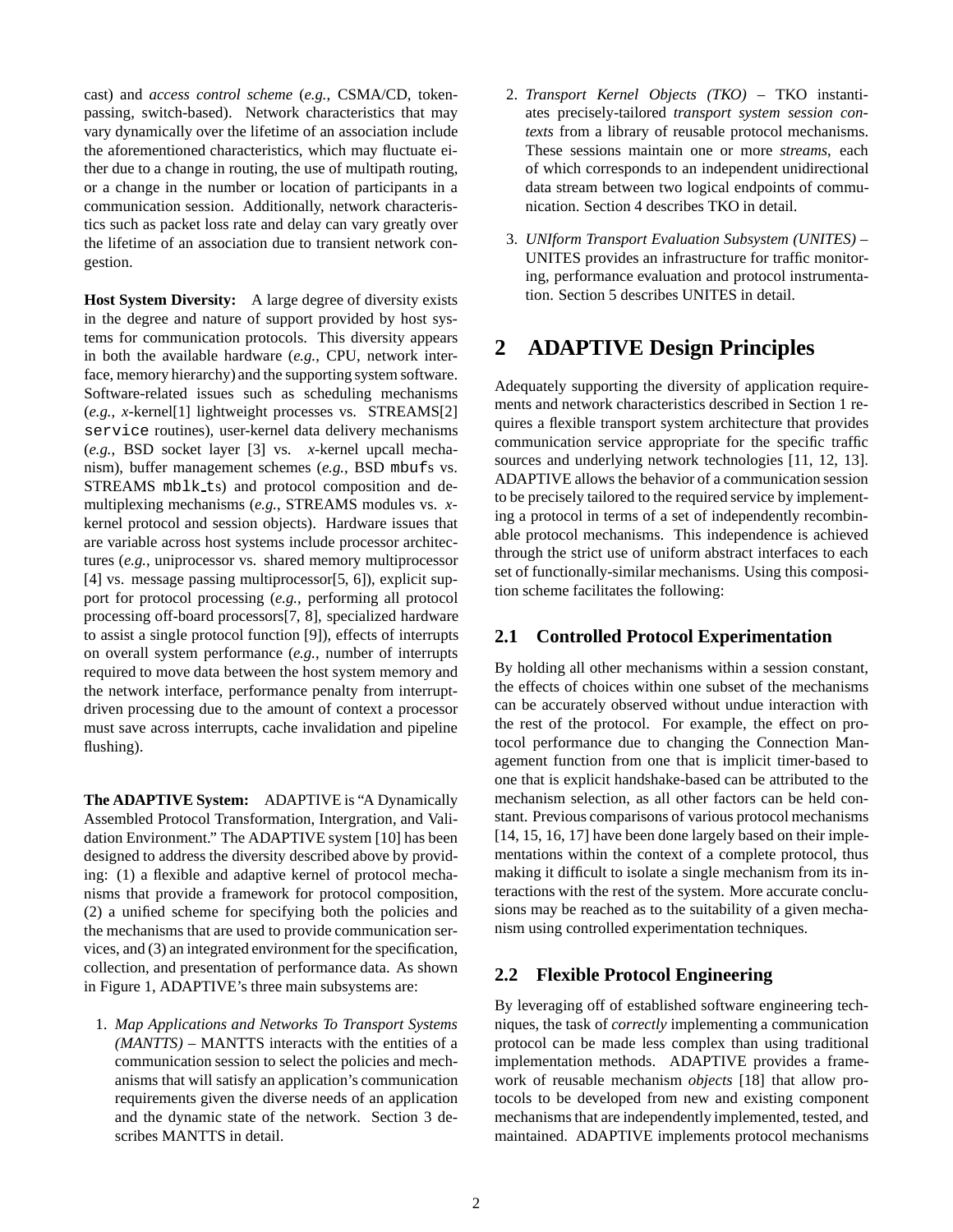cast) and *access control scheme* (*e.g.*, CSMA/CD, token-passing, switch-based). Network characteristics that may vary dynamically over the lifetime of an association include the aforementioned characteristics, which may fluctuate either due to a change in routing, the use of multipath routing, or a change in the number or location of participants in a communication session. Additionally, network characteristics such as packet loss rate and delay can vary greatly over the lifetime of an association due to transient network congestion.

**Host System Diversity:** A large degree of diversity exists in the degree and nature of support provided by host systems for communication protocols. This diversity appears in both the available hardware (*e.g.*, CPU, network interface, memory hierarchy) and the supporting system software. Software-related issues such as scheduling mechanisms (*e.g.*, *x*-kernel[1] lightweight processes vs. STREAMS[2] `service` routines), user-kernel data delivery mechanisms (*e.g.*, BSD socket layer [3] vs. *x*-kernel upcall mechanism), buffer management schemes (*e.g.*, BSD `mbuf`s vs. STREAMS `mblk_t`s) and protocol composition and demultiplexing mechanisms (*e.g.*, STREAMS modules vs. *x*-kernel protocol and session objects). Hardware issues that are variable across host systems include processor architectures (*e.g.*, uniprocessor vs. shared memory multiprocessor [4] vs. message passing multiprocessor[5, 6]), explicit support for protocol processing (*e.g.*, performing all protocol processing off-board processors[7, 8], specialized hardware to assist a single protocol function [9]), effects of interrupts on overall system performance (*e.g.*, number of interrupts required to move data between the host system memory and the network interface, performance penalty from interrupt-driven processing due to the amount of context a processor must save across interrupts, cache invalidation and pipeline flushing).

**The ADAPTIVE System:** ADAPTIVE is "A Dynamically Assembled Protocol Transformation, Intergration, and Validation Environment." The ADAPTIVE system [10] has been designed to address the diversity described above by providing: (1) a flexible and adaptive kernel of protocol mechanisms that provide a framework for protocol composition, (2) a unified scheme for specifying both the policies and the mechanisms that are used to provide communication services, and (3) an integrated environment for the specification, collection, and presentation of performance data. As shown in Figure 1, ADAPTIVE's three main subsystems are:

1. *Map Applications and Networks To Transport Systems (MANTTS)* – MANTTS interacts with the entities of a communication session to select the policies and mechanisms that will satisfy an application's communication requirements given the diverse needs of an application and the dynamic state of the network. Section 3 describes MANTTS in detail.
2. *Transport Kernel Objects (TKO)* – TKO instantiates precisely-tailored *transport system session contexts* from a library of reusable protocol mechanisms. These sessions maintain one or more *streams*, each of which corresponds to an independent unidirectional data stream between two logical endpoints of communication. Section 4 describes TKO in detail.
3. *UNIform Transport Evaluation Subsystem (UNITES)* – UNITES provides an infrastructure for traffic monitoring, performance evaluation and protocol instrumentation. Section 5 describes UNITES in detail.

# 2 ADAPTIVE Design Principles

Adequately supporting the diversity of application requirements and network characteristics described in Section 1 requires a flexible transport system architecture that provides communication service appropriate for the specific traffic sources and underlying network technologies [11, 12, 13]. ADAPTIVE allows the behavior of a communication session to be precisely tailored to the required service by implementing a protocol in terms of a set of independently recombinable protocol mechanisms. This independence is achieved through the strict use of uniform abstract interfaces to each set of functionally-similar mechanisms. Using this composition scheme facilitates the following:

## 2.1 Controlled Protocol Experimentation

By holding all other mechanisms within a session constant, the effects of choices within one subset of the mechanisms can be accurately observed without undue interaction with the rest of the protocol. For example, the effect on protocol performance due to changing the Connection Management function from one that is implicit timer-based to one that is explicit handshake-based can be attributed to the mechanism selection, as all other factors can be held constant. Previous comparisons of various protocol mechanisms [14, 15, 16, 17] have been done largely based on their implementations within the context of a complete protocol, thus making it difficult to isolate a single mechanism from its interactions with the rest of the system. More accurate conclusions may be reached as to the suitability of a given mechanism using controlled experimentation techniques.

## 2.2 Flexible Protocol Engineering

By leveraging off of established software engineering techniques, the task of *correctly* implementing a communication protocol can be made less complex than using traditional implementation methods. ADAPTIVE provides a framework of reusable mechanism *objects* [18] that allow protocols to be developed from new and existing component mechanisms that are independently implemented, tested, and maintained. ADAPTIVE implements protocol mechanisms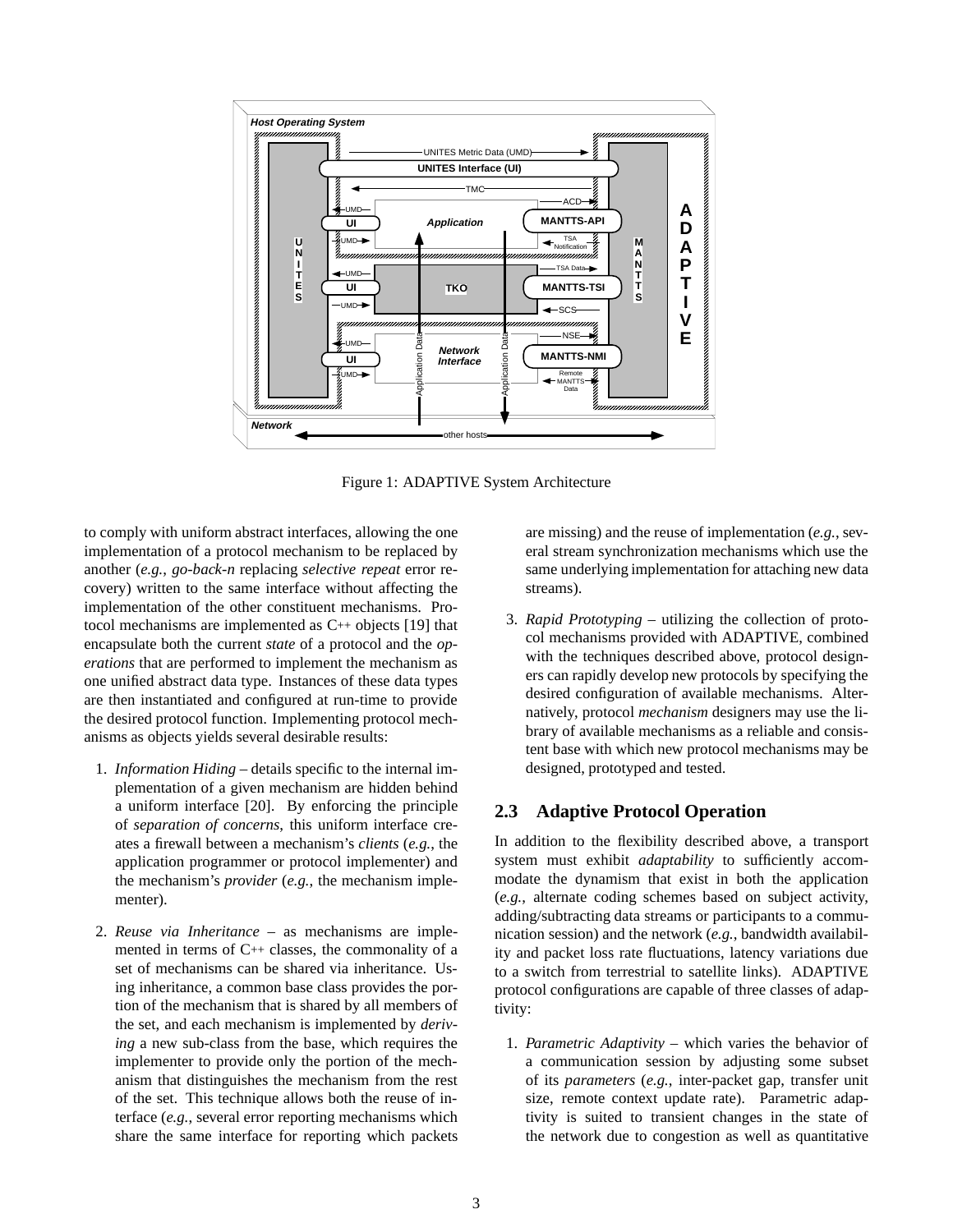Figure 1: ADAPTIVE System Architecture

to comply with uniform abstract interfaces, allowing the one implementation of a protocol mechanism to be replaced by another (*e.g.*, *go-back-n* replacing *selective repeat* error recovery) written to the same interface without affecting the implementation of the other constituent mechanisms. Protocol mechanisms are implemented as C++ objects [19] that encapsulate both the current *state* of a protocol and the *operations* that are performed to implement the mechanism as one unified abstract data type. Instances of these data types are then instantiated and configured at run-time to provide the desired protocol function. Implementing protocol mechanisms as objects yields several desirable results:

1. *Information Hiding* – details specific to the internal implementation of a given mechanism are hidden behind a uniform interface [20]. By enforcing the principle of *separation of concerns*, this uniform interface creates a firewall between a mechanism's *clients* (*e.g.*, the application programmer or protocol implementer) and the mechanism's *provider* (*e.g.*, the mechanism implementer).

2. *Reuse via Inheritance* – as mechanisms are implemented in terms of C++ classes, the commonality of a set of mechanisms can be shared via inheritance. Using inheritance, a common base class provides the portion of the mechanism that is shared by all members of the set, and each mechanism is implemented by *deriving* a new sub-class from the base, which requires the implementer to provide only the portion of the mechanism that distinguishes the mechanism from the rest of the set. This technique allows both the reuse of interface (*e.g.*, several error reporting mechanisms which share the same interface for reporting which packets are missing) and the reuse of implementation (*e.g.*, several stream synchronization mechanisms which use the same underlying implementation for attaching new data streams).

3. *Rapid Prototyping* – utilizing the collection of protocol mechanisms provided with ADAPTIVE, combined with the techniques described above, protocol designers can rapidly develop new protocols by specifying the desired configuration of available mechanisms. Alternatively, protocol *mechanism* designers may use the library of available mechanisms as a reliable and consistent base with which new protocol mechanisms may be designed, prototyped and tested.

## 2.3 Adaptive Protocol Operation

In addition to the flexibility described above, a transport system must exhibit *adaptability* to sufficiently accommodate the dynamism that exist in both the application (*e.g.*, alternate coding schemes based on subject activity, adding/subtracting data streams or participants to a communication session) and the network (*e.g.*, bandwidth availability and packet loss rate fluctuations, latency variations due to a switch from terrestrial to satellite links). ADAPTIVE protocol configurations are capable of three classes of adaptivity:

1. *Parametric Adaptivity* – which varies the behavior of a communication session by adjusting some subset of its *parameters* (*e.g.*, inter-packet gap, transfer unit size, remote context update rate). Parametric adaptivity is suited to transient changes in the state of the network due to congestion as well as quantitative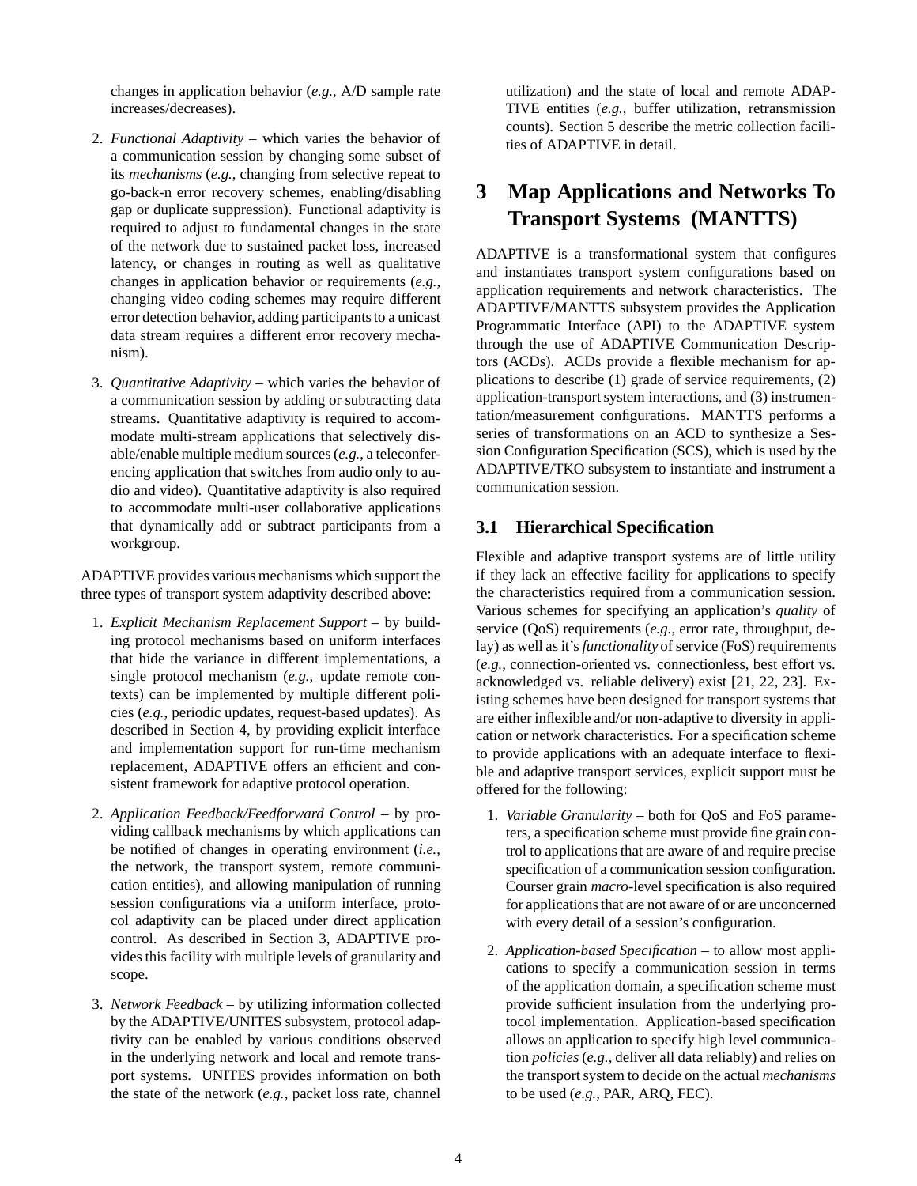changes in application behavior (*e.g.*, A/D sample rate increases/decreases).

2. *Functional Adaptivity* – which varies the behavior of a communication session by changing some subset of its *mechanisms* (*e.g.*, changing from selective repeat to go-back-n error recovery schemes, enabling/disabling gap or duplicate suppression). Functional adaptivity is required to adjust to fundamental changes in the state of the network due to sustained packet loss, increased latency, or changes in routing as well as qualitative changes in application behavior or requirements (*e.g.*, changing video coding schemes may require different error detection behavior, adding participants to a unicast data stream requires a different error recovery mechanism).

3. *Quantitative Adaptivity* – which varies the behavior of a communication session by adding or subtracting data streams. Quantitative adaptivity is required to accommodate multi-stream applications that selectively disable/enable multiple medium sources (*e.g.*, a teleconferencing application that switches from audio only to audio and video). Quantitative adaptivity is also required to accommodate multi-user collaborative applications that dynamically add or subtract participants from a workgroup.

ADAPTIVE provides various mechanisms which support the three types of transport system adaptivity described above:

1. *Explicit Mechanism Replacement Support* – by building protocol mechanisms based on uniform interfaces that hide the variance in different implementations, a single protocol mechanism (*e.g.*, update remote contexts) can be implemented by multiple different policies (*e.g.*, periodic updates, request-based updates). As described in Section 4, by providing explicit interface and implementation support for run-time mechanism replacement, ADAPTIVE offers an efficient and consistent framework for adaptive protocol operation.

2. *Application Feedback/Feedforward Control* – by providing callback mechanisms by which applications can be notified of changes in operating environment (*i.e.*, the network, the transport system, remote communication entities), and allowing manipulation of running session configurations via a uniform interface, protocol adaptivity can be placed under direct application control. As described in Section 3, ADAPTIVE provides this facility with multiple levels of granularity and scope.

3. *Network Feedback* – by utilizing information collected by the ADAPTIVE/UNITES subsystem, protocol adaptivity can be enabled by various conditions observed in the underlying network and local and remote transport systems. UNITES provides information on both the state of the network (*e.g.*, packet loss rate, channel utilization) and the state of local and remote ADAPTIVE entities (*e.g.*, buffer utilization, retransmission counts). Section 5 describe the metric collection facilities of ADAPTIVE in detail.

# 3 Map Applications and Networks To Transport Systems (MANTTS)

ADAPTIVE is a transformational system that configures and instantiates transport system configurations based on application requirements and network characteristics. The ADAPTIVE/MANTTS subsystem provides the Application Programmatic Interface (API) to the ADAPTIVE system through the use of ADAPTIVE Communication Descriptors (ACDs). ACDs provide a flexible mechanism for applications to describe (1) grade of service requirements, (2) application-transport system interactions, and (3) instrumentation/measurement configurations. MANTTS performs a series of transformations on an ACD to synthesize a Session Configuration Specification (SCS), which is used by the ADAPTIVE/TKO subsystem to instantiate and instrument a communication session.

## 3.1 Hierarchical Specification

Flexible and adaptive transport systems are of little utility if they lack an effective facility for applications to specify the characteristics required from a communication session. Various schemes for specifying an application's *quality* of service (QoS) requirements (*e.g.*, error rate, throughput, delay) as well as it's *functionality* of service (FoS) requirements (*e.g.*, connection-oriented vs. connectionless, best effort vs. acknowledged vs. reliable delivery) exist [21, 22, 23]. Existing schemes have been designed for transport systems that are either inflexible and/or non-adaptive to diversity in application or network characteristics. For a specification scheme to provide applications with an adequate interface to flexible and adaptive transport services, explicit support must be offered for the following:

1. *Variable Granularity* – both for QoS and FoS parameters, a specification scheme must provide fine grain control to applications that are aware of and require precise specification of a communication session configuration. Courser grain *macro*-level specification is also required for applications that are not aware of or are unconcerned with every detail of a session's configuration.

2. *Application-based Specification* – to allow most applications to specify a communication session in terms of the application domain, a specification scheme must provide sufficient insulation from the underlying protocol implementation. Application-based specification allows an application to specify high level communication *policies* (*e.g.*, deliver all data reliably) and relies on the transport system to decide on the actual *mechanisms* to be used (*e.g.*, PAR, ARQ, FEC).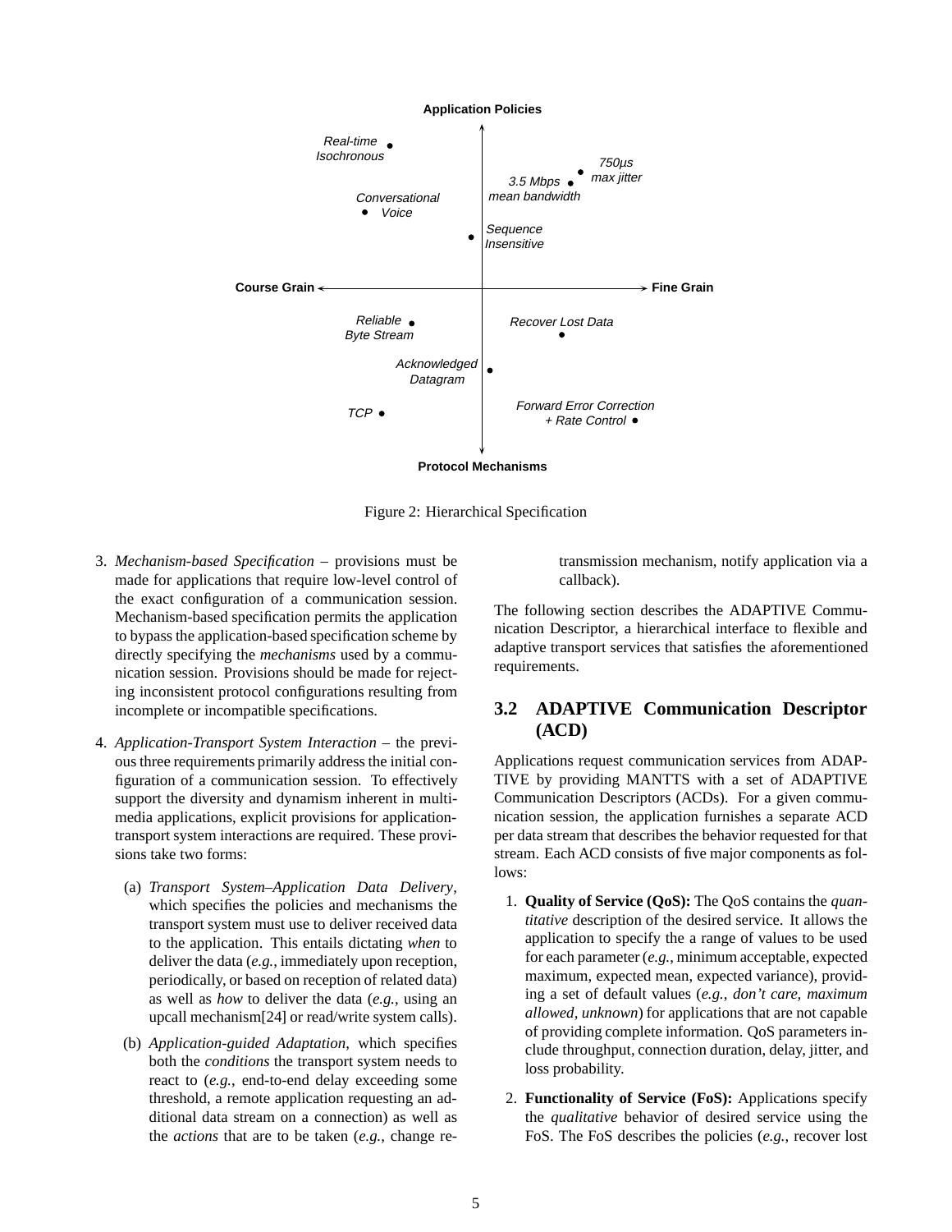Figure 2: Hierarchical Specification

3. *Mechanism-based Specification* – provisions must be made for applications that require low-level control of the exact configuration of a communication session. Mechanism-based specification permits the application to bypass the application-based specification scheme by directly specifying the *mechanisms* used by a communication session. Provisions should be made for rejecting inconsistent protocol configurations resulting from incomplete or incompatible specifications.

4. *Application-Transport System Interaction* – the previous three requirements primarily address the initial configuration of a communication session. To effectively support the diversity and dynamism inherent in multimedia applications, explicit provisions for application-transport system interactions are required. These provisions take two forms:

   (a) *Transport System–Application Data Delivery*, which specifies the policies and mechanisms the transport system must use to deliver received data to the application. This entails dictating *when* to deliver the data (*e.g.,* immediately upon reception, periodically, or based on reception of related data) as well as *how* to deliver the data (*e.g.*, using an upcall mechanism[24] or read/write system calls).

   (b) *Application-guided Adaptation*, which specifies both the *conditions* the transport system needs to react to (*e.g.*, end-to-end delay exceeding some threshold, a remote application requesting an additional data stream on a connection) as well as the *actions* that are to be taken (*e.g.*, change retransmission mechanism, notify application via a callback).

The following section describes the ADAPTIVE Communication Descriptor, a hierarchical interface to flexible and adaptive transport services that satisfies the aforementioned requirements.

## 3.2 ADAPTIVE Communication Descriptor (ACD)

Applications request communication services from ADAPTIVE by providing MANTTS with a set of ADAPTIVE Communication Descriptors (ACDs). For a given communication session, the application furnishes a separate ACD per data stream that describes the behavior requested for that stream. Each ACD consists of five major components as follows:

1. **Quality of Service (QoS):** The QoS contains the *quantitative* description of the desired service. It allows the application to specify the a range of values to be used for each parameter (*e.g.*, minimum acceptable, expected maximum, expected mean, expected variance), providing a set of default values (*e.g., don't care, maximum allowed, unknown*) for applications that are not capable of providing complete information. QoS parameters include throughput, connection duration, delay, jitter, and loss probability.

2. **Functionality of Service (FoS):** Applications specify the *qualitative* behavior of desired service using the FoS. The FoS describes the policies (*e.g.,* recover lost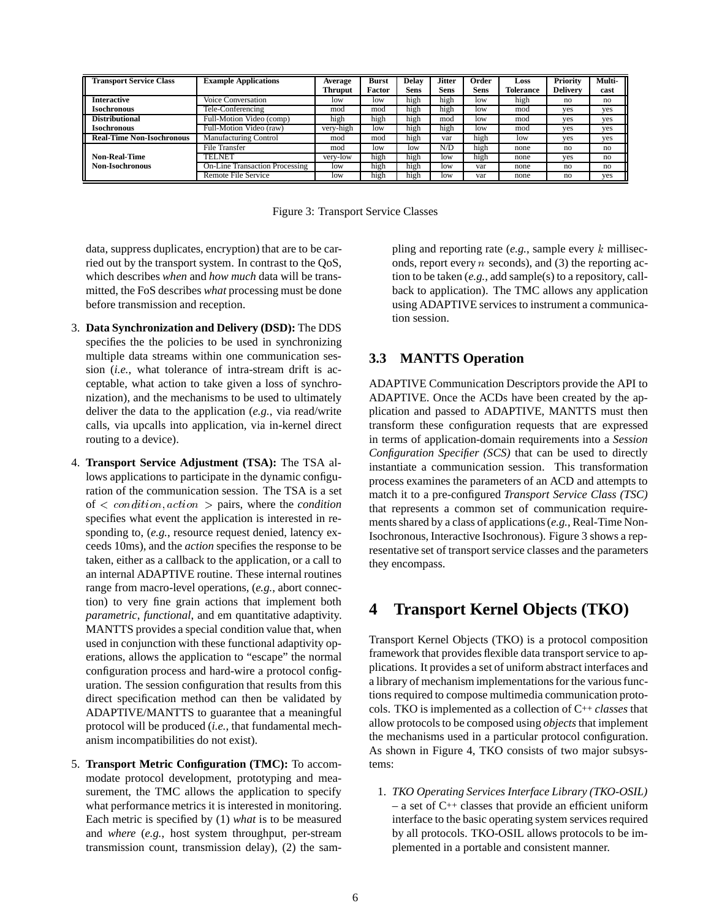| Transport Service Class | Example Applications | Average Thruput | Burst Factor | Delay Sens | Jitter Sens | Order Sens | Loss Tolerance | Priority Delivery | Multi-cast |
|---|---|---|---|---|---|---|---|---|---|
| Interactive Isochronous | Voice Conversation | low | low | high | high | low | high | no | no |
| | Tele-Conferencing | mod | mod | high | high | low | mod | yes | yes |
| Distributional Isochronous | Full-Motion Video (comp) | high | high | high | mod | low | mod | yes | yes |
| | Full-Motion Video (raw) | very-high | low | high | high | low | mod | yes | yes |
| Real-Time Non-Isochronous | Manufacturing Control | mod | mod | high | var | high | low | yes | yes |
| Non-Real-Time Non-Isochronous | File Transfer | mod | low | low | N/D | high | none | no | no |
| | TELNET | very-low | high | high | low | high | none | yes | no |
| | On-Line Transaction Processing | low | high | high | low | var | none | no | no |
| | Remote File Service | low | high | high | low | var | none | no | yes |

Figure 3: Transport Service Classes

data, suppress duplicates, encryption) that are to be carried out by the transport system. In contrast to the QoS, which describes *when* and *how much* data will be transmitted, the FoS describes *what* processing must be done before transmission and reception.

3. **Data Synchronization and Delivery (DSD):** The DDS specifies the the policies to be used in synchronizing multiple data streams within one communication session (*i.e.*, what tolerance of intra-stream drift is acceptable, what action to take given a loss of synchronization), and the mechanisms to be used to ultimately deliver the data to the application (*e.g.*, via read/write calls, via upcalls into application, via in-kernel direct routing to a device).

4. **Transport Service Adjustment (TSA):** The TSA allows applications to participate in the dynamic configuration of the communication session. The TSA is a set of $< condition, action >$ pairs, where the *condition* specifies what event the application is interested in responding to, (*e.g.*, resource request denied, latency exceeds 10ms), and the *action* specifies the response to be taken, either as a callback to the application, or a call to an internal ADAPTIVE routine. These internal routines range from macro-level operations, (*e.g.*, abort connection) to very fine grain actions that implement both *parametric*, *functional*, and em quantitative adaptivity. MANTTS provides a special condition value that, when used in conjunction with these functional adaptivity operations, allows the application to "escape" the normal configuration process and hard-wire a protocol configuration. The session configuration that results from this direct specification method can then be validated by ADAPTIVE/MANTTS to guarantee that a meaningful protocol will be produced (*i.e.*, that fundamental mechanism incompatibilities do not exist).

5. **Transport Metric Configuration (TMC):** To accommodate protocol development, prototyping and measurement, the TMC allows the application to specify what performance metrics it is interested in monitoring. Each metric is specified by (1) *what* is to be measured and *where* (*e.g.*, host system throughput, per-stream transmission count, transmission delay), (2) the sampling and reporting rate (*e.g.*, sample every $k$ milliseconds, report every $n$ seconds), and (3) the reporting action to be taken (*e.g.*, add sample(s) to a repository, callback to application). The TMC allows any application using ADAPTIVE services to instrument a communication session.

### 3.3 MANTTS Operation

ADAPTIVE Communication Descriptors provide the API to ADAPTIVE. Once the ACDs have been created by the application and passed to ADAPTIVE, MANTTS must then transform these configuration requests that are expressed in terms of application-domain requirements into a *Session Configuration Specifier (SCS)* that can be used to directly instantiate a communication session. This transformation process examines the parameters of an ACD and attempts to match it to a pre-configured *Transport Service Class (TSC)* that represents a common set of communication requirements shared by a class of applications (*e.g.*, Real-Time Non-Isochronous, Interactive Isochronous). Figure 3 shows a representative set of transport service classes and the parameters they encompass.

## 4 Transport Kernel Objects (TKO)

Transport Kernel Objects (TKO) is a protocol composition framework that provides flexible data transport service to applications. It provides a set of uniform abstract interfaces and a library of mechanism implementations for the various functions required to compose multimedia communication protocols. TKO is implemented as a collection of C++ *classes* that allow protocols to be composed using *objects* that implement the mechanisms used in a particular protocol configuration. As shown in Figure 4, TKO consists of two major subsystems:

1. *TKO Operating Services Interface Library (TKO-OSIL)* – a set of C++ classes that provide an efficient uniform interface to the basic operating system services required by all protocols. TKO-OSIL allows protocols to be implemented in a portable and consistent manner.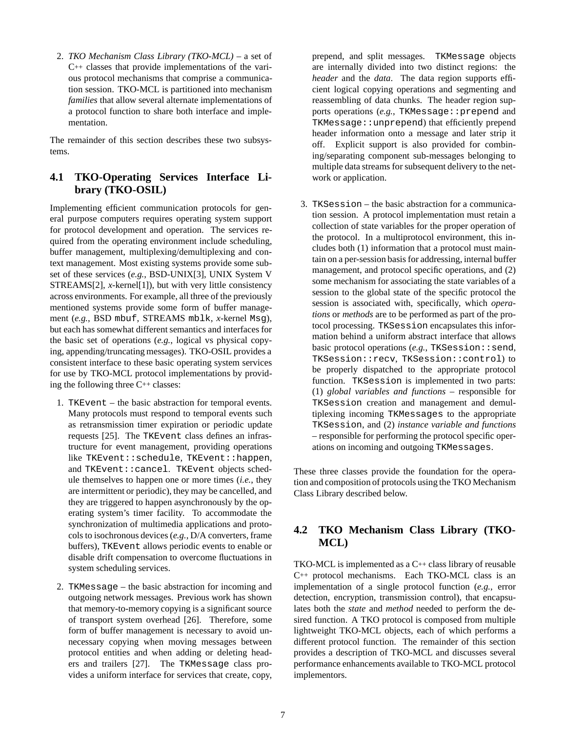2. *TKO Mechanism Class Library (TKO-MCL)* – a set of C++ classes that provide implementations of the various protocol mechanisms that comprise a communication session. TKO-MCL is partitioned into mechanism *families* that allow several alternate implementations of a protocol function to share both interface and implementation.

The remainder of this section describes these two subsystems.

## 4.1 TKO-Operating Services Interface Library (TKO-OSIL)

Implementing efficient communication protocols for general purpose computers requires operating system support for protocol development and operation. The services required from the operating environment include scheduling, buffer management, multiplexing/demultiplexing and context management. Most existing systems provide some subset of these services (*e.g.*, BSD-UNIX[3], UNIX System V STREAMS[2], *x*-kernel[1]), but with very little consistency across environments. For example, all three of the previously mentioned systems provide some form of buffer management (*e.g.*, BSD `mbuf`, STREAMS `mblk`, *x*-kernel `Msg`), but each has somewhat different semantics and interfaces for the basic set of operations (*e.g.*, logical vs physical copying, appending/truncating messages). TKO-OSIL provides a consistent interface to these basic operating system services for use by TKO-MCL protocol implementations by providing the following three C++ classes:

1. `TKEvent` – the basic abstraction for temporal events. Many protocols must respond to temporal events such as retransmission timer expiration or periodic update requests [25]. The `TKEvent` class defines an infrastructure for event management, providing operations like `TKEvent::schedule`, `TKEvent::happen`, and `TKEvent::cancel`. `TKEvent` objects schedule themselves to happen one or more times (*i.e.*, they are intermittent or periodic), they may be cancelled, and they are triggered to happen asynchronously by the operating system's timer facility. To accommodate the synchronization of multimedia applications and protocols to isochronous devices (*e.g.*, D/A converters, frame buffers), `TKEvent` allows periodic events to enable or disable drift compensation to overcome fluctuations in system scheduling services.

2. `TKMessage` – the basic abstraction for incoming and outgoing network messages. Previous work has shown that memory-to-memory copying is a significant source of transport system overhead [26]. Therefore, some form of buffer management is necessary to avoid unnecessary copying when moving messages between protocol entities and when adding or deleting headers and trailers [27]. The `TKMessage` class provides a uniform interface for services that create, copy, prepend, and split messages. `TKMessage` objects are internally divided into two distinct regions: the *header* and the *data*. The data region supports efficient logical copying operations and segmenting and reassembling of data chunks. The header region supports operations (*e.g.*, `TKMessage::prepend` and `TKMessage::unprepend`) that efficiently prepend header information onto a message and later strip it off. Explicit support is also provided for combining/separating component sub-messages belonging to multiple data streams for subsequent delivery to the network or application.

3. `TKSession` – the basic abstraction for a communication session. A protocol implementation must retain a collection of state variables for the proper operation of the protocol. In a multiprotocol environment, this includes both (1) information that a protocol must maintain on a per-session basis for addressing, internal buffer management, and protocol specific operations, and (2) some mechanism for associating the state variables of a session to the global state of the specific protocol the session is associated with, specifically, which *operations* or *methods* are to be performed as part of the protocol processing. `TKSession` encapsulates this information behind a uniform abstract interface that allows basic protocol operations (*e.g.*, `TKSession::send`, `TKSession::recv`, `TKSession::control`) to be properly dispatched to the appropriate protocol function. `TKSession` is implemented in two parts: (1) *global variables and functions* – responsible for `TKSession` creation and management and demultiplexing incoming `TKMessages` to the appropriate `TKSession`, and (2) *instance variable and functions* – responsible for performing the protocol specific operations on incoming and outgoing `TKMessages`.

These three classes provide the foundation for the operation and composition of protocols using the TKO Mechanism Class Library described below.

## 4.2 TKO Mechanism Class Library (TKO-MCL)

TKO-MCL is implemented as a C++ class library of reusable C++ protocol mechanisms. Each TKO-MCL class is an implementation of a single protocol function (*e.g.*, error detection, encryption, transmission control), that encapsulates both the *state* and *method* needed to perform the desired function. A TKO protocol is composed from multiple lightweight TKO-MCL objects, each of which performs a different protocol function. The remainder of this section provides a description of TKO-MCL and discusses several performance enhancements available to TKO-MCL protocol implementors.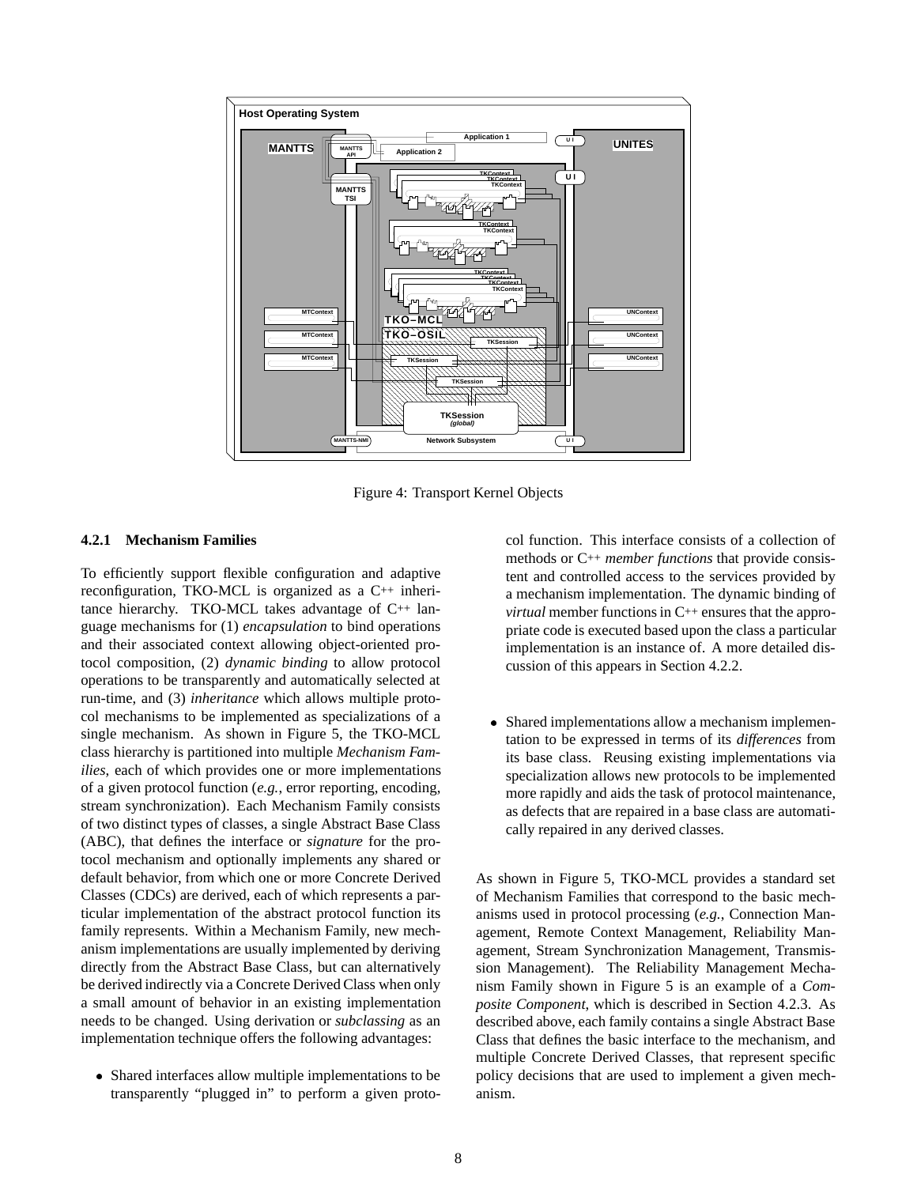Figure 4: Transport Kernel Objects

### 4.2.1 Mechanism Families

To efficiently support flexible configuration and adaptive reconfiguration, TKO-MCL is organized as a C++ inheritance hierarchy. TKO-MCL takes advantage of C++ language mechanisms for (1) *encapsulation* to bind operations and their associated context allowing object-oriented protocol composition, (2) *dynamic binding* to allow protocol operations to be transparently and automatically selected at run-time, and (3) *inheritance* which allows multiple protocol mechanisms to be implemented as specializations of a single mechanism. As shown in Figure 5, the TKO-MCL class hierarchy is partitioned into multiple *Mechanism Families*, each of which provides one or more implementations of a given protocol function (*e.g.*, error reporting, encoding, stream synchronization). Each Mechanism Family consists of two distinct types of classes, a single Abstract Base Class (ABC), that defines the interface or *signature* for the protocol mechanism and optionally implements any shared or default behavior, from which one or more Concrete Derived Classes (CDCs) are derived, each of which represents a particular implementation of the abstract protocol function its family represents. Within a Mechanism Family, new mechanism implementations are usually implemented by deriving directly from the Abstract Base Class, but can alternatively be derived indirectly via a Concrete Derived Class when only a small amount of behavior in an existing implementation needs to be changed. Using derivation or *subclassing* as an implementation technique offers the following advantages:

- Shared interfaces allow multiple implementations to be transparently "plugged in" to perform a given protocol function. This interface consists of a collection of methods or C++ *member functions* that provide consistent and controlled access to the services provided by a mechanism implementation. The dynamic binding of *virtual* member functions in C++ ensures that the appropriate code is executed based upon the class a particular implementation is an instance of. A more detailed discussion of this appears in Section 4.2.2.

- Shared implementations allow a mechanism implementation to be expressed in terms of its *differences* from its base class. Reusing existing implementations via specialization allows new protocols to be implemented more rapidly and aids the task of protocol maintenance, as defects that are repaired in a base class are automatically repaired in any derived classes.

As shown in Figure 5, TKO-MCL provides a standard set of Mechanism Families that correspond to the basic mechanisms used in protocol processing (*e.g.*, Connection Management, Remote Context Management, Reliability Management, Stream Synchronization Management, Transmission Management). The Reliability Management Mechanism Family shown in Figure 5 is an example of a *Composite Component*, which is described in Section 4.2.3. As described above, each family contains a single Abstract Base Class that defines the basic interface to the mechanism, and multiple Concrete Derived Classes, that represent specific policy decisions that are used to implement a given mechanism.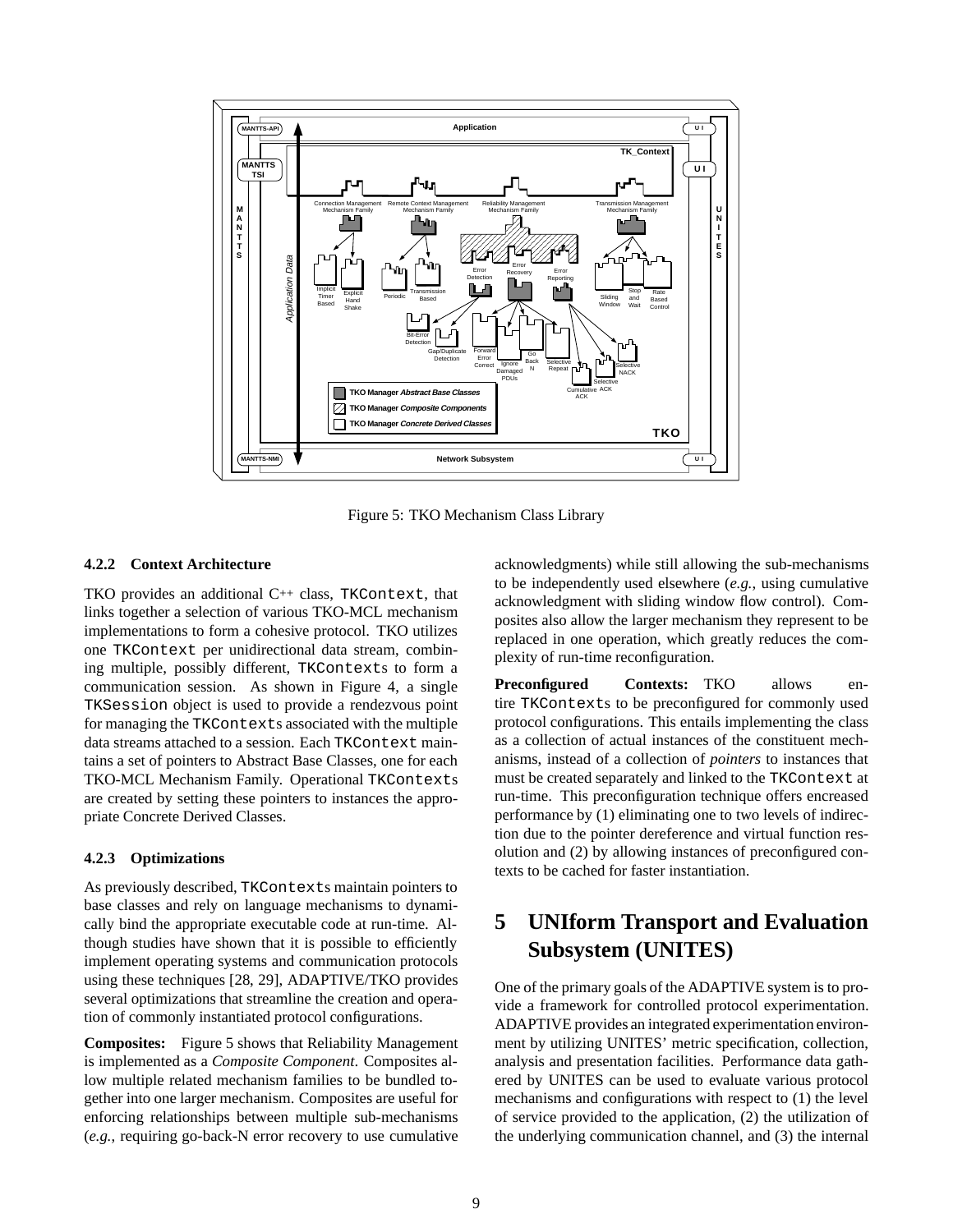Figure 5: TKO Mechanism Class Library

### 4.2.2 Context Architecture

TKO provides an additional C++ class, TKContext, that links together a selection of various TKO-MCL mechanism implementations to form a cohesive protocol. TKO utilizes one TKContext per unidirectional data stream, combining multiple, possibly different, TKContexts to form a communication session. As shown in Figure 4, a single TKSession object is used to provide a rendezvous point for managing the TKContexts associated with the multiple data streams attached to a session. Each TKContext maintains a set of pointers to Abstract Base Classes, one for each TKO-MCL Mechanism Family. Operational TKContexts are created by setting these pointers to instances the appropriate Concrete Derived Classes.

### 4.2.3 Optimizations

As previously described, TKContexts maintain pointers to base classes and rely on language mechanisms to dynamically bind the appropriate executable code at run-time. Although studies have shown that it is possible to efficiently implement operating systems and communication protocols using these techniques [28, 29], ADAPTIVE/TKO provides several optimizations that streamline the creation and operation of commonly instantiated protocol configurations.

**Composites:** Figure 5 shows that Reliability Management is implemented as a *Composite Component*. Composites allow multiple related mechanism families to be bundled together into one larger mechanism. Composites are useful for enforcing relationships between multiple sub-mechanisms (*e.g.*, requiring go-back-N error recovery to use cumulative acknowledgments) while still allowing the sub-mechanisms to be independently used elsewhere (*e.g.*, using cumulative acknowledgment with sliding window flow control). Composites also allow the larger mechanism they represent to be replaced in one operation, which greatly reduces the complexity of run-time reconfiguration.

**Preconfigured Contexts:** TKO allows entire TKContexts to be preconfigured for commonly used protocol configurations. This entails implementing the class as a collection of actual instances of the constituent mechanisms, instead of a collection of *pointers* to instances that must be created separately and linked to the TKContext at run-time. This preconfiguration technique offers encreased performance by (1) eliminating one to two levels of indirection due to the pointer dereference and virtual function resolution and (2) by allowing instances of preconfigured contexts to be cached for faster instantiation.

# 5 UNIform Transport and Evaluation Subsystem (UNITES)

One of the primary goals of the ADAPTIVE system is to provide a framework for controlled protocol experimentation. ADAPTIVE provides an integrated experimentation environment by utilizing UNITES' metric specification, collection, analysis and presentation facilities. Performance data gathered by UNITES can be used to evaluate various protocol mechanisms and configurations with respect to (1) the level of service provided to the application, (2) the utilization of the underlying communication channel, and (3) the internal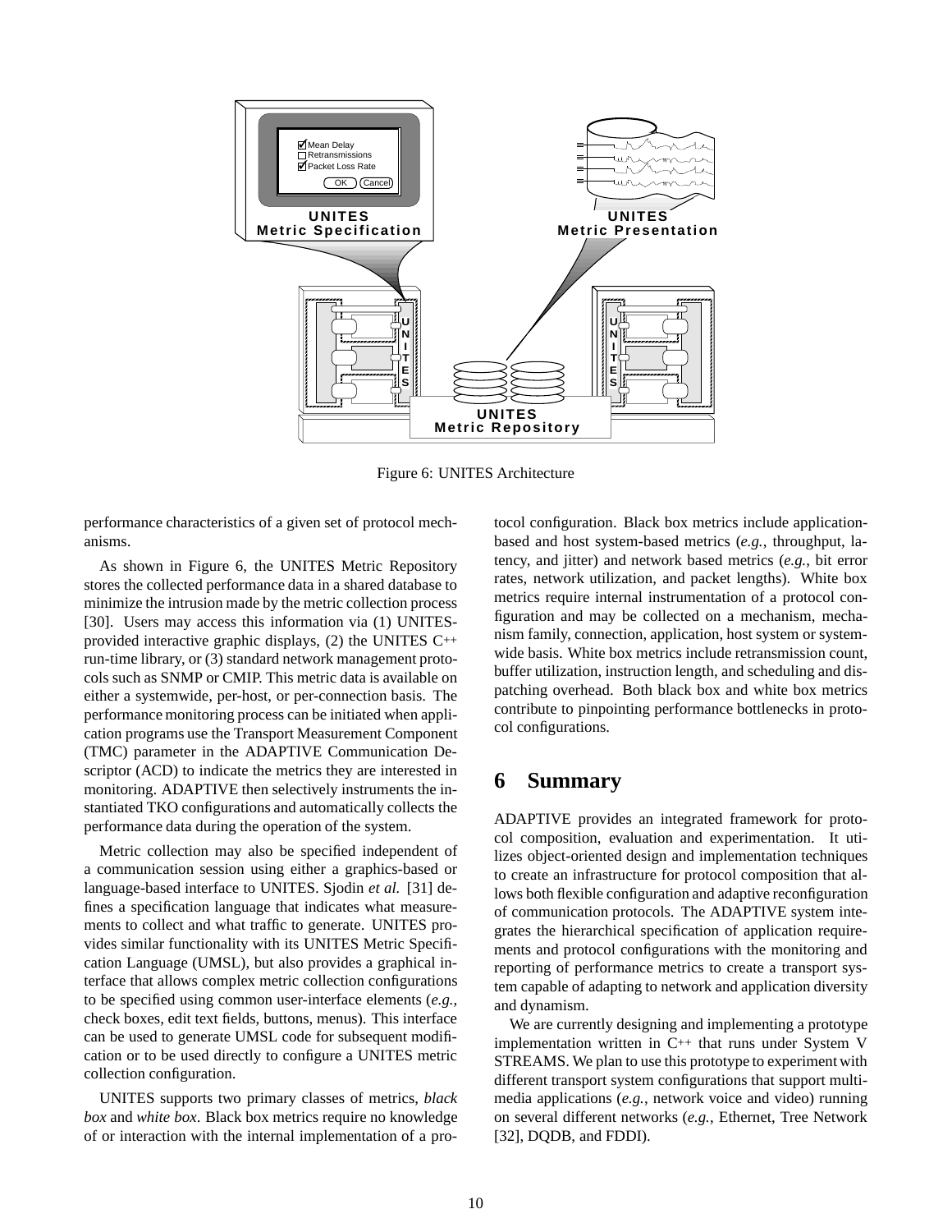Figure 6: UNITES Architecture

performance characteristics of a given set of protocol mechanisms.

As shown in Figure 6, the UNITES Metric Repository stores the collected performance data in a shared database to minimize the intrusion made by the metric collection process [30]. Users may access this information via (1) UNITES-provided interactive graphic displays, (2) the UNITES C++ run-time library, or (3) standard network management protocols such as SNMP or CMIP. This metric data is available on either a systemwide, per-host, or per-connection basis. The performance monitoring process can be initiated when application programs use the Transport Measurement Component (TMC) parameter in the ADAPTIVE Communication Descriptor (ACD) to indicate the metrics they are interested in monitoring. ADAPTIVE then selectively instruments the instantiated TKO configurations and automatically collects the performance data during the operation of the system.

Metric collection may also be specified independent of a communication session using either a graphics-based or language-based interface to UNITES. Sjodin *et al.* [31] defines a specification language that indicates what measurements to collect and what traffic to generate. UNITES provides similar functionality with its UNITES Metric Specification Language (UMSL), but also provides a graphical interface that allows complex metric collection configurations to be specified using common user-interface elements (*e.g.,* check boxes, edit text fields, buttons, menus). This interface can be used to generate UMSL code for subsequent modification or to be used directly to configure a UNITES metric collection configuration.

UNITES supports two primary classes of metrics, *black box* and *white box*. Black box metrics require no knowledge of or interaction with the internal implementation of a protocol configuration. Black box metrics include application-based and host system-based metrics (*e.g.,* throughput, latency, and jitter) and network based metrics (*e.g.,* bit error rates, network utilization, and packet lengths). White box metrics require internal instrumentation of a protocol configuration and may be collected on a mechanism, mechanism family, connection, application, host system or systemwide basis. White box metrics include retransmission count, buffer utilization, instruction length, and scheduling and dispatching overhead. Both black box and white box metrics contribute to pinpointing performance bottlenecks in protocol configurations.

# 6 Summary

ADAPTIVE provides an integrated framework for protocol composition, evaluation and experimentation. It utilizes object-oriented design and implementation techniques to create an infrastructure for protocol composition that allows both flexible configuration and adaptive reconfiguration of communication protocols. The ADAPTIVE system integrates the hierarchical specification of application requirements and protocol configurations with the monitoring and reporting of performance metrics to create a transport system capable of adapting to network and application diversity and dynamism.

We are currently designing and implementing a prototype implementation written in C++ that runs under System V STREAMS. We plan to use this prototype to experiment with different transport system configurations that support multimedia applications (*e.g.,* network voice and video) running on several different networks (*e.g.,* Ethernet, Tree Network [32], DQDB, and FDDI).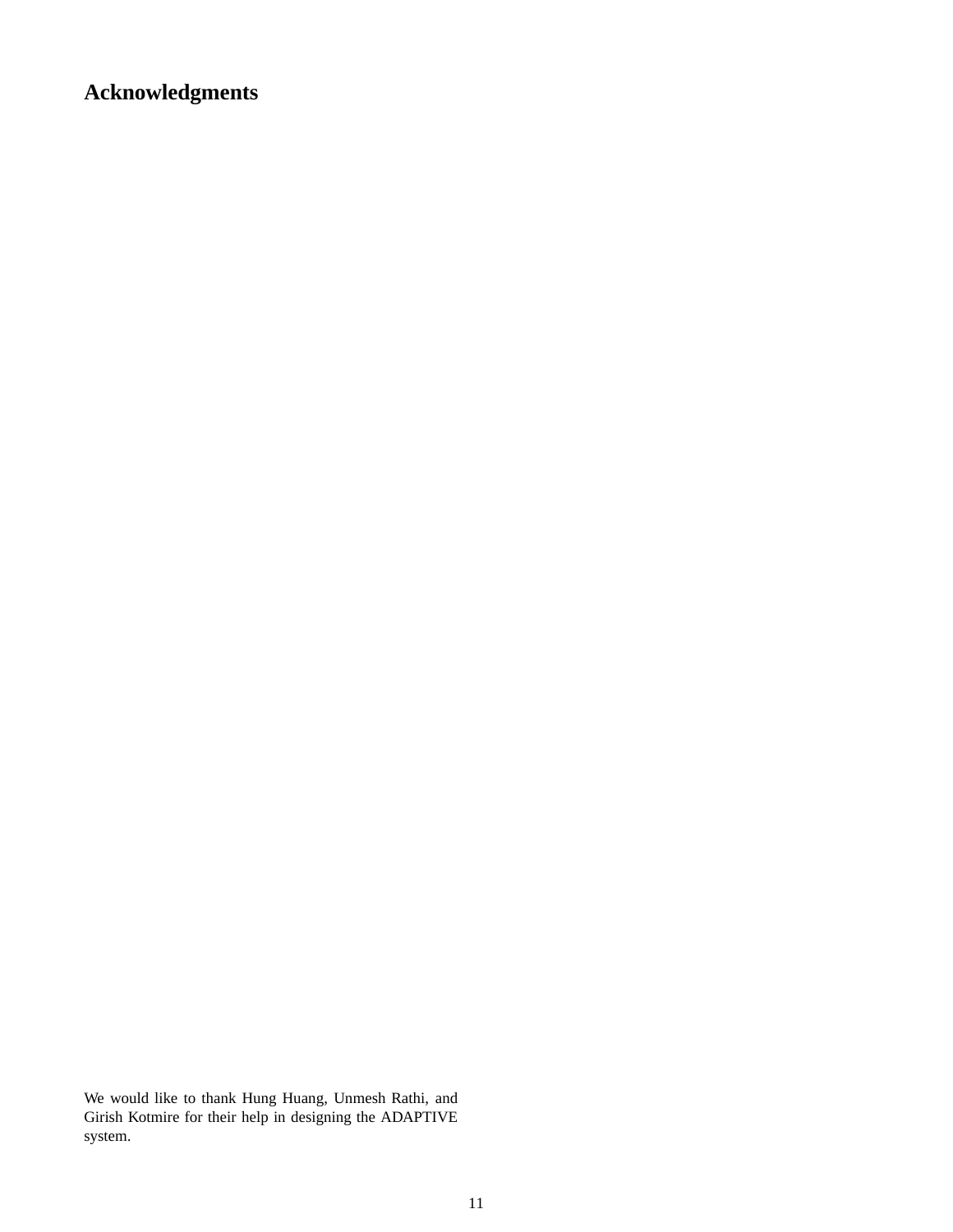## Acknowledgments

We would like to thank Hung Huang, Unmesh Rathi, and Girish Kotmire for their help in designing the ADAPTIVE system.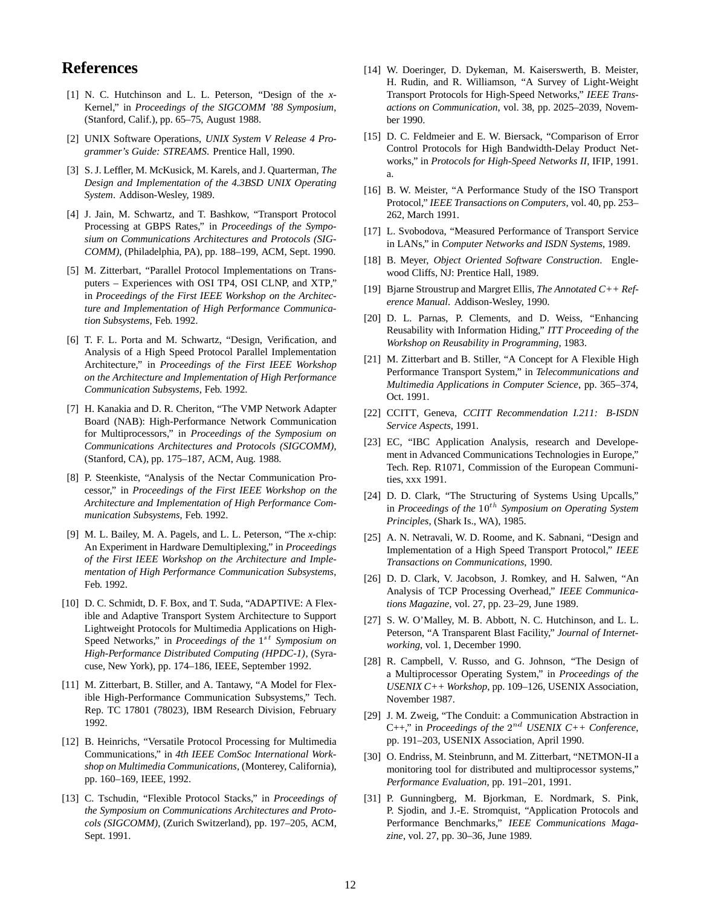# References

[1] N. C. Hutchinson and L. L. Peterson, "Design of the *x*-Kernel," in *Proceedings of the SIGCOMM '88 Symposium*, (Stanford, Calif.), pp. 65–75, August 1988.

[2] UNIX Software Operations, *UNIX System V Release 4 Programmer's Guide: STREAMS*. Prentice Hall, 1990.

[3] S. J. Leffler, M. McKusick, M. Karels, and J. Quarterman, *The Design and Implementation of the 4.3BSD UNIX Operating System*. Addison-Wesley, 1989.

[4] J. Jain, M. Schwartz, and T. Bashkow, "Transport Protocol Processing at GBPS Rates," in *Proceedings of the Symposium on Communications Architectures and Protocols (SIGCOMM)*, (Philadelphia, PA), pp. 188–199, ACM, Sept. 1990.

[5] M. Zitterbart, "Parallel Protocol Implementations on Transputers – Experiences with OSI TP4, OSI CLNP, and XTP," in *Proceedings of the First IEEE Workshop on the Architecture and Implementation of High Performance Communication Subsystems*, Feb. 1992.

[6] T. F. L. Porta and M. Schwartz, "Design, Verification, and Analysis of a High Speed Protocol Parallel Implementation Architecture," in *Proceedings of the First IEEE Workshop on the Architecture and Implementation of High Performance Communication Subsystems*, Feb. 1992.

[7] H. Kanakia and D. R. Cheriton, "The VMP Network Adapter Board (NAB): High-Performance Network Communication for Multiprocessors," in *Proceedings of the Symposium on Communications Architectures and Protocols (SIGCOMM)*, (Stanford, CA), pp. 175–187, ACM, Aug. 1988.

[8] P. Steenkiste, "Analysis of the Nectar Communication Processor," in *Proceedings of the First IEEE Workshop on the Architecture and Implementation of High Performance Communication Subsystems*, Feb. 1992.

[9] M. L. Bailey, M. A. Pagels, and L. L. Peterson, "The *x*-chip: An Experiment in Hardware Demultiplexing," in *Proceedings of the First IEEE Workshop on the Architecture and Implementation of High Performance Communication Subsystems*, Feb. 1992.

[10] D. C. Schmidt, D. F. Box, and T. Suda, "ADAPTIVE: A Flexible and Adaptive Transport System Architecture to Support Lightweight Protocols for Multimedia Applications on High-Speed Networks," in *Proceedings of the* $1^{st}$ *Symposium on High-Performance Distributed Computing (HPDC-1)*, (Syracuse, New York), pp. 174–186, IEEE, September 1992.

[11] M. Zitterbart, B. Stiller, and A. Tantawy, "A Model for Flexible High-Performance Communication Subsystems," Tech. Rep. TC 17801 (78023), IBM Research Division, February 1992.

[12] B. Heinrichs, "Versatile Protocol Processing for Multimedia Communications," in *4th IEEE ComSoc International Workshop on Multimedia Communications*, (Monterey, California), pp. 160–169, IEEE, 1992.

[13] C. Tschudin, "Flexible Protocol Stacks," in *Proceedings of the Symposium on Communications Architectures and Protocols (SIGCOMM)*, (Zurich Switzerland), pp. 197–205, ACM, Sept. 1991.

[14] W. Doeringer, D. Dykeman, M. Kaiserswerth, B. Meister, H. Rudin, and R. Williamson, "A Survey of Light-Weight Transport Protocols for High-Speed Networks," *IEEE Transactions on Communication*, vol. 38, pp. 2025–2039, November 1990.

[15] D. C. Feldmeier and E. W. Biersack, "Comparison of Error Control Protocols for High Bandwidth-Delay Product Networks," in *Protocols for High-Speed Networks II*, IFIP, 1991. a.

[16] B. W. Meister, "A Performance Study of the ISO Transport Protocol," *IEEE Transactions on Computers*, vol. 40, pp. 253–262, March 1991.

[17] L. Svobodova, "Measured Performance of Transport Service in LANs," in *Computer Networks and ISDN Systems*, 1989.

[18] B. Meyer, *Object Oriented Software Construction*. Englewood Cliffs, NJ: Prentice Hall, 1989.

[19] Bjarne Stroustrup and Margret Ellis, *The Annotated C++ Reference Manual*. Addison-Wesley, 1990.

[20] D. L. Parnas, P. Clements, and D. Weiss, "Enhancing Reusability with Information Hiding," *ITT Proceeding of the Workshop on Reusability in Programming*, 1983.

[21] M. Zitterbart and B. Stiller, "A Concept for A Flexible High Performance Transport System," in *Telecommunications and Multimedia Applications in Computer Science*, pp. 365–374, Oct. 1991.

[22] CCITT, Geneva, *CCITT Recommendation I.211: B-ISDN Service Aspects*, 1991.

[23] EC, "IBC Application Analysis, research and Developement in Advanced Communications Technologies in Europe," Tech. Rep. R1071, Commission of the European Communities, xxx 1991.

[24] D. D. Clark, "The Structuring of Systems Using Upcalls," in *Proceedings of the* $10^{th}$ *Symposium on Operating System Principles*, (Shark Is., WA), 1985.

[25] A. N. Netravali, W. D. Roome, and K. Sabnani, "Design and Implementation of a High Speed Transport Protocol," *IEEE Transactions on Communications*, 1990.

[26] D. D. Clark, V. Jacobson, J. Romkey, and H. Salwen, "An Analysis of TCP Processing Overhead," *IEEE Communications Magazine*, vol. 27, pp. 23–29, June 1989.

[27] S. W. O'Malley, M. B. Abbott, N. C. Hutchinson, and L. L. Peterson, "A Transparent Blast Facility," *Journal of Internetworking*, vol. 1, December 1990.

[28] R. Campbell, V. Russo, and G. Johnson, "The Design of a Multiprocessor Operating System," in *Proceedings of the USENIX C++ Workshop*, pp. 109–126, USENIX Association, November 1987.

[29] J. M. Zweig, "The Conduit: a Communication Abstraction in C++," in *Proceedings of the* $2^{nd}$ *USENIX C++ Conference*, pp. 191–203, USENIX Association, April 1990.

[30] O. Endriss, M. Steinbrunn, and M. Zitterbart, "NETMON-II a monitoring tool for distributed and multiprocessor systems," *Performance Evaluation*, pp. 191–201, 1991.

[31] P. Gunningberg, M. Bjorkman, E. Nordmark, S. Pink, P. Sjodin, and J.-E. Stromquist, "Application Protocols and Performance Benchmarks," *IEEE Communications Magazine*, vol. 27, pp. 30–36, June 1989.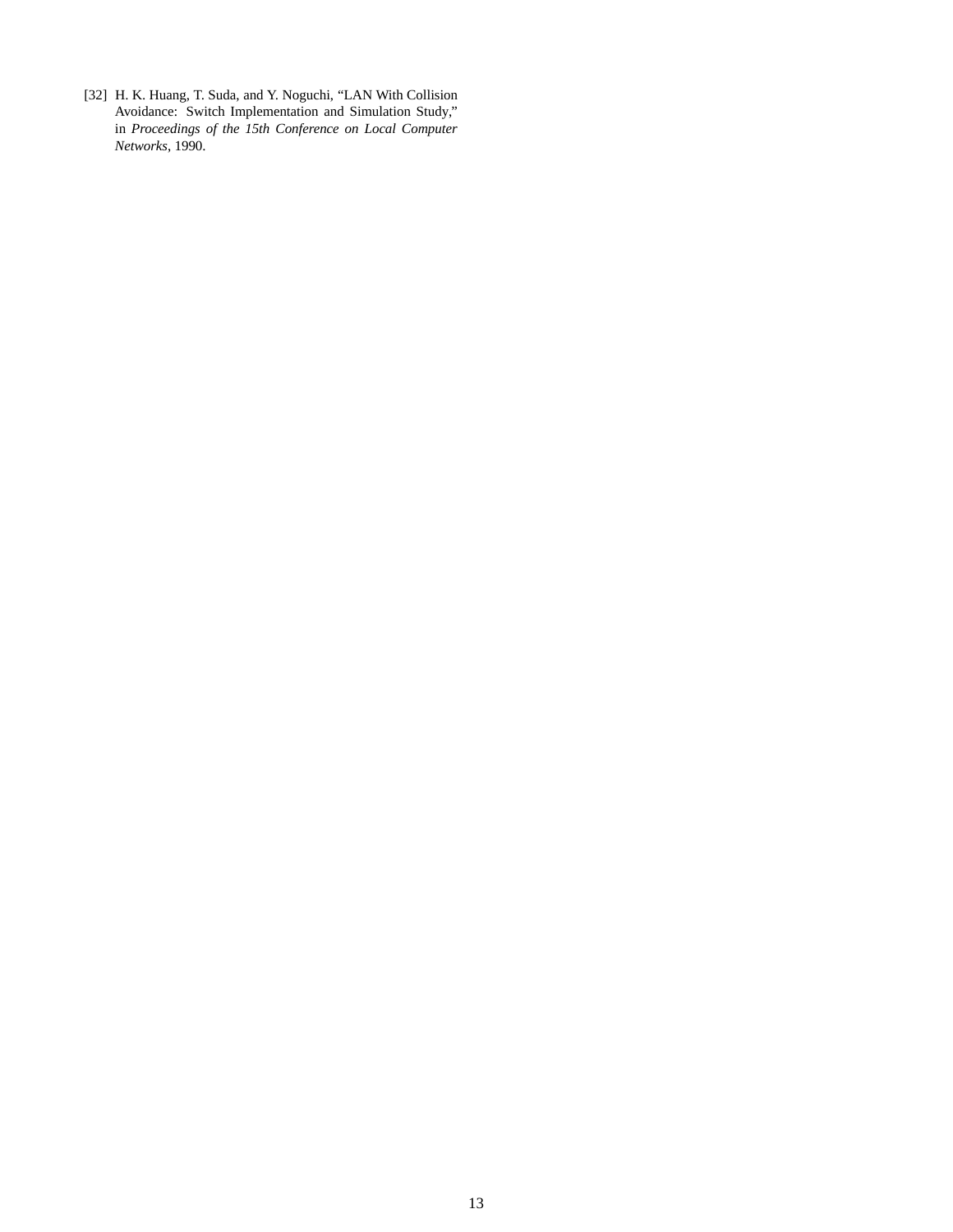[32] H. K. Huang, T. Suda, and Y. Noguchi, “LAN With Collision Avoidance: Switch Implementation and Simulation Study,” in *Proceedings of the 15th Conference on Local Computer Networks*, 1990.